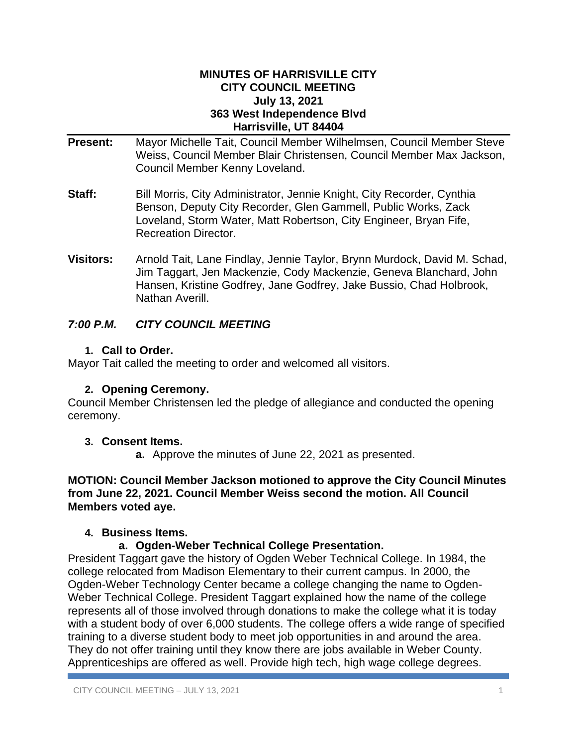**MINUTES OF HARRISVILLE CITY**
**CITY COUNCIL MEETING**
**July 13, 2021**
**363 West Independence Blvd**
**Harrisville, UT 84404**

**Present:** Mayor Michelle Tait, Council Member Wilhelmsen, Council Member Steve Weiss, Council Member Blair Christensen, Council Member Max Jackson, Council Member Kenny Loveland.

**Staff:** Bill Morris, City Administrator, Jennie Knight, City Recorder, Cynthia Benson, Deputy City Recorder, Glen Gammell, Public Works, Zack Loveland, Storm Water, Matt Robertson, City Engineer, Bryan Fife, Recreation Director.

**Visitors:** Arnold Tait, Lane Findlay, Jennie Taylor, Brynn Murdock, David M. Schad, Jim Taggart, Jen Mackenzie, Cody Mackenzie, Geneva Blanchard, John Hansen, Kristine Godfrey, Jane Godfrey, Jake Bussio, Chad Holbrook, Nathan Averill.

## *7:00 P.M. CITY COUNCIL MEETING*

### 1. Call to Order.

Mayor Tait called the meeting to order and welcomed all visitors.

### 2. Opening Ceremony.

Council Member Christensen led the pledge of allegiance and conducted the opening ceremony.

### 3. Consent Items.

**a.** Approve the minutes of June 22, 2021 as presented.

**MOTION: Council Member Jackson motioned to approve the City Council Minutes from June 22, 2021. Council Member Weiss second the motion. All Council Members voted aye.**

### 4. Business Items.

#### a. Ogden-Weber Technical College Presentation.

President Taggart gave the history of Ogden Weber Technical College. In 1984, the college relocated from Madison Elementary to their current campus. In 2000, the Ogden-Weber Technology Center became a college changing the name to Ogden-Weber Technical College. President Taggart explained how the name of the college represents all of those involved through donations to make the college what it is today with a student body of over 6,000 students. The college offers a wide range of specified training to a diverse student body to meet job opportunities in and around the area. They do not offer training until they know there are jobs available in Weber County. Apprenticeships are offered as well. Provide high tech, high wage college degrees.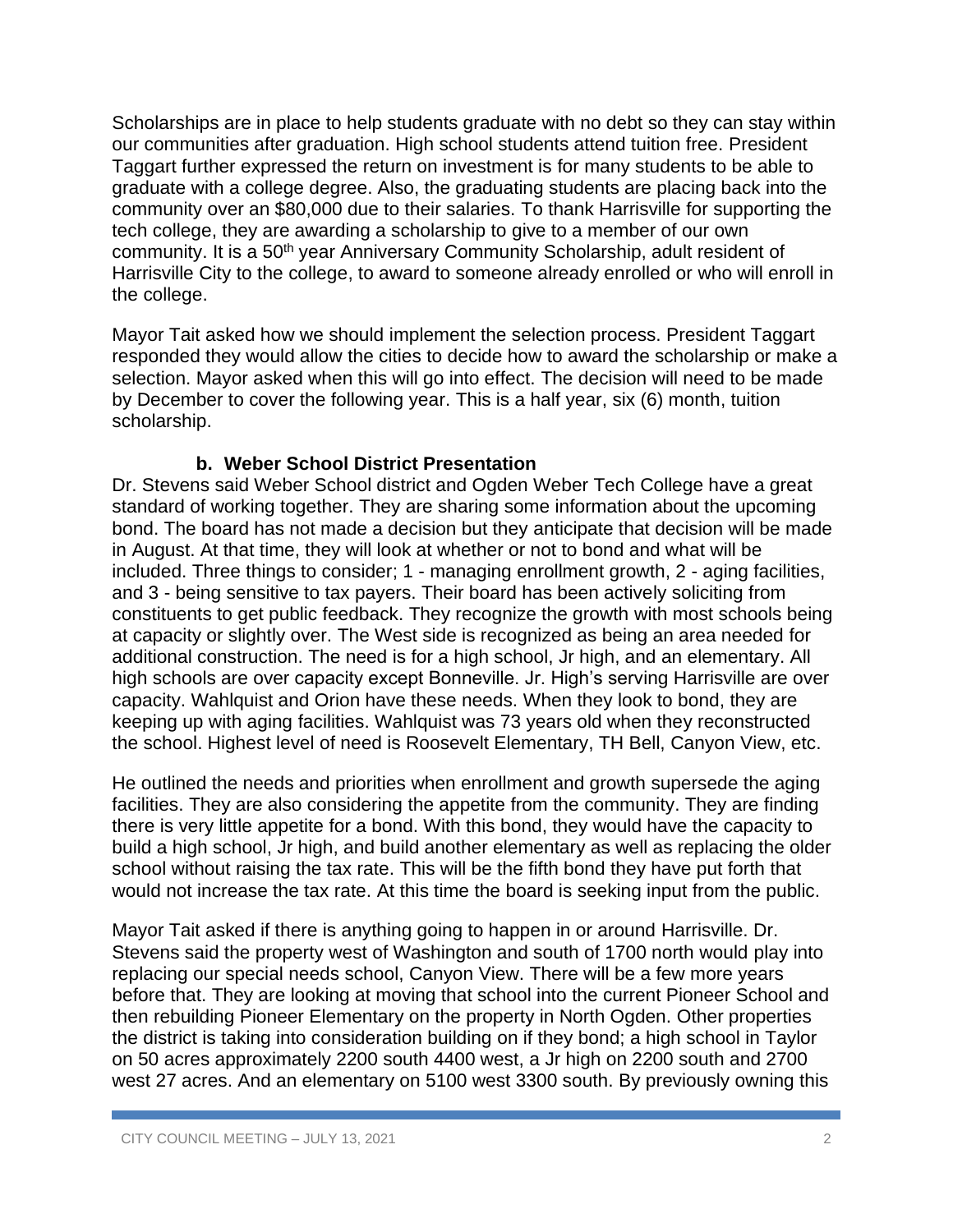Scholarships are in place to help students graduate with no debt so they can stay within our communities after graduation. High school students attend tuition free. President Taggart further expressed the return on investment is for many students to be able to graduate with a college degree. Also, the graduating students are placing back into the community over an $80,000 due to their salaries. To thank Harrisville for supporting the tech college, they are awarding a scholarship to give to a member of our own community. It is a 50th year Anniversary Community Scholarship, adult resident of Harrisville City to the college, to award to someone already enrolled or who will enroll in the college.

Mayor Tait asked how we should implement the selection process. President Taggart responded they would allow the cities to decide how to award the scholarship or make a selection. Mayor asked when this will go into effect. The decision will need to be made by December to cover the following year. This is a half year, six (6) month, tuition scholarship.

### b. Weber School District Presentation

Dr. Stevens said Weber School district and Ogden Weber Tech College have a great standard of working together. They are sharing some information about the upcoming bond. The board has not made a decision but they anticipate that decision will be made in August. At that time, they will look at whether or not to bond and what will be included. Three things to consider; 1 - managing enrollment growth, 2 - aging facilities, and 3 - being sensitive to tax payers. Their board has been actively soliciting from constituents to get public feedback. They recognize the growth with most schools being at capacity or slightly over. The West side is recognized as being an area needed for additional construction. The need is for a high school, Jr high, and an elementary. All high schools are over capacity except Bonneville. Jr. High's serving Harrisville are over capacity. Wahlquist and Orion have these needs. When they look to bond, they are keeping up with aging facilities. Wahlquist was 73 years old when they reconstructed the school. Highest level of need is Roosevelt Elementary, TH Bell, Canyon View, etc.

He outlined the needs and priorities when enrollment and growth supersede the aging facilities. They are also considering the appetite from the community. They are finding there is very little appetite for a bond. With this bond, they would have the capacity to build a high school, Jr high, and build another elementary as well as replacing the older school without raising the tax rate. This will be the fifth bond they have put forth that would not increase the tax rate. At this time the board is seeking input from the public.

Mayor Tait asked if there is anything going to happen in or around Harrisville. Dr. Stevens said the property west of Washington and south of 1700 north would play into replacing our special needs school, Canyon View. There will be a few more years before that. They are looking at moving that school into the current Pioneer School and then rebuilding Pioneer Elementary on the property in North Ogden. Other properties the district is taking into consideration building on if they bond; a high school in Taylor on 50 acres approximately 2200 south 4400 west, a Jr high on 2200 south and 2700 west 27 acres. And an elementary on 5100 west 3300 south. By previously owning this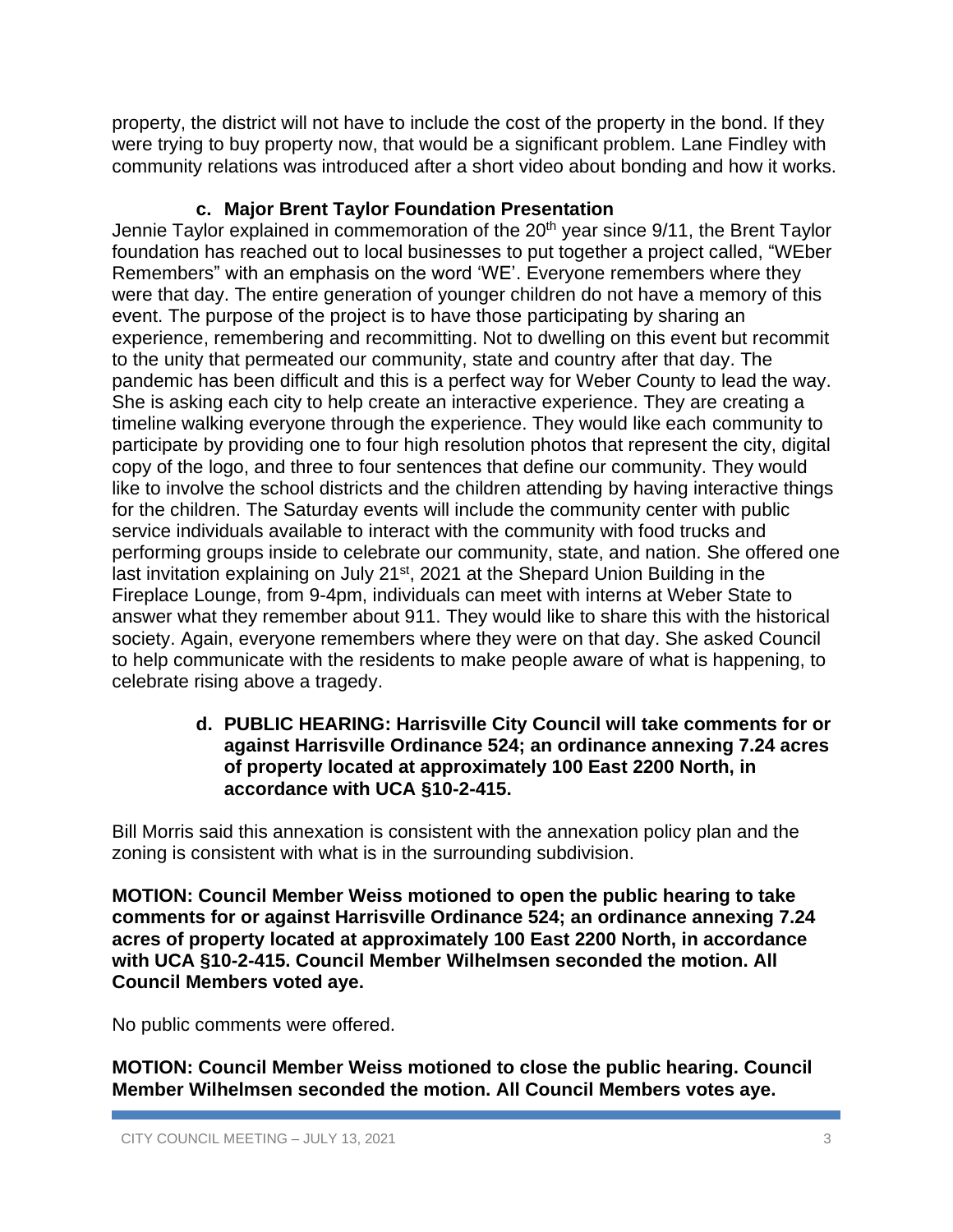property, the district will not have to include the cost of the property in the bond. If they were trying to buy property now, that would be a significant problem. Lane Findley with community relations was introduced after a short video about bonding and how it works.

### c. Major Brent Taylor Foundation Presentation

Jennie Taylor explained in commemoration of the 20th year since 9/11, the Brent Taylor foundation has reached out to local businesses to put together a project called, "WEber Remembers" with an emphasis on the word 'WE'. Everyone remembers where they were that day. The entire generation of younger children do not have a memory of this event. The purpose of the project is to have those participating by sharing an experience, remembering and recommitting. Not to dwelling on this event but recommit to the unity that permeated our community, state and country after that day. The pandemic has been difficult and this is a perfect way for Weber County to lead the way. She is asking each city to help create an interactive experience. They are creating a timeline walking everyone through the experience. They would like each community to participate by providing one to four high resolution photos that represent the city, digital copy of the logo, and three to four sentences that define our community. They would like to involve the school districts and the children attending by having interactive things for the children. The Saturday events will include the community center with public service individuals available to interact with the community with food trucks and performing groups inside to celebrate our community, state, and nation. She offered one last invitation explaining on July 21st, 2021 at the Shepard Union Building in the Fireplace Lounge, from 9-4pm, individuals can meet with interns at Weber State to answer what they remember about 911. They would like to share this with the historical society. Again, everyone remembers where they were on that day. She asked Council to help communicate with the residents to make people aware of what is happening, to celebrate rising above a tragedy.

### d. PUBLIC HEARING: Harrisville City Council will take comments for or against Harrisville Ordinance 524; an ordinance annexing 7.24 acres of property located at approximately 100 East 2200 North, in accordance with UCA §10-2-415.

Bill Morris said this annexation is consistent with the annexation policy plan and the zoning is consistent with what is in the surrounding subdivision.

**MOTION: Council Member Weiss motioned to open the public hearing to take comments for or against Harrisville Ordinance 524; an ordinance annexing 7.24 acres of property located at approximately 100 East 2200 North, in accordance with UCA §10-2-415. Council Member Wilhelmsen seconded the motion. All Council Members voted aye.**

No public comments were offered.

**MOTION: Council Member Weiss motioned to close the public hearing. Council Member Wilhelmsen seconded the motion. All Council Members votes aye.**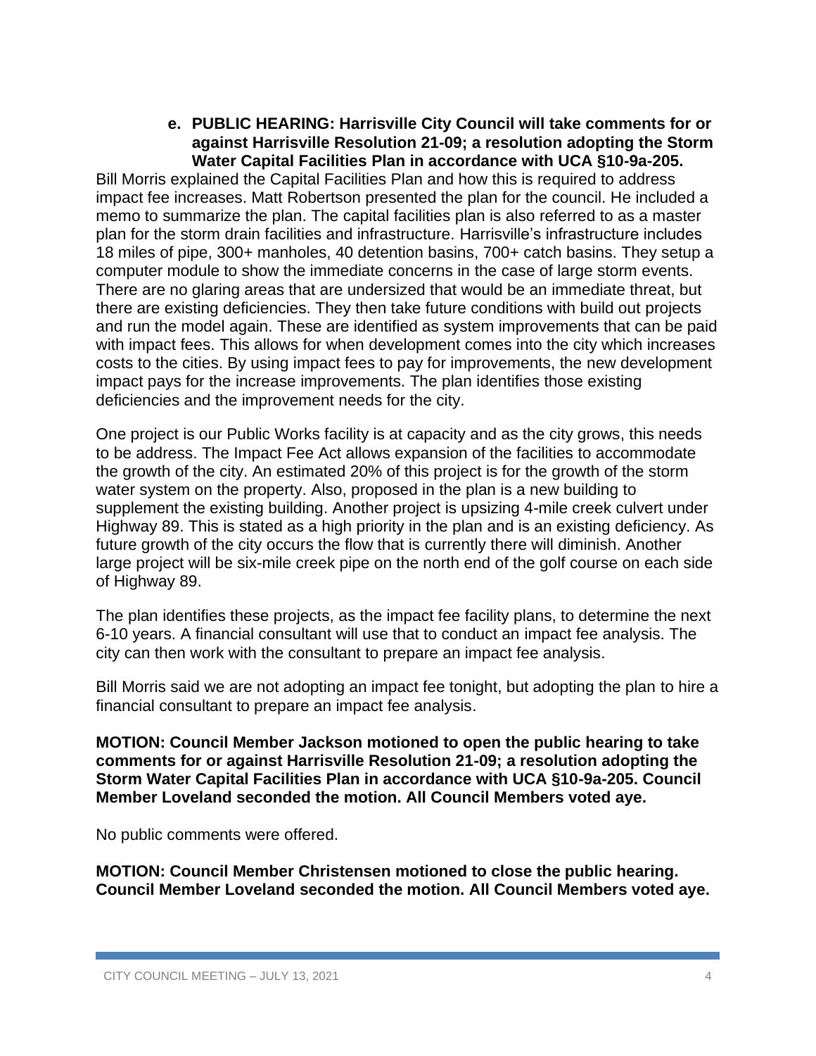**e. PUBLIC HEARING: Harrisville City Council will take comments for or against Harrisville Resolution 21-09; a resolution adopting the Storm Water Capital Facilities Plan in accordance with UCA §10-9a-205.**

Bill Morris explained the Capital Facilities Plan and how this is required to address impact fee increases. Matt Robertson presented the plan for the council. He included a memo to summarize the plan. The capital facilities plan is also referred to as a master plan for the storm drain facilities and infrastructure. Harrisville's infrastructure includes 18 miles of pipe, 300+ manholes, 40 detention basins, 700+ catch basins. They setup a computer module to show the immediate concerns in the case of large storm events. There are no glaring areas that are undersized that would be an immediate threat, but there are existing deficiencies. They then take future conditions with build out projects and run the model again. These are identified as system improvements that can be paid with impact fees. This allows for when development comes into the city which increases costs to the cities. By using impact fees to pay for improvements, the new development impact pays for the increase improvements. The plan identifies those existing deficiencies and the improvement needs for the city.

One project is our Public Works facility is at capacity and as the city grows, this needs to be address. The Impact Fee Act allows expansion of the facilities to accommodate the growth of the city. An estimated 20% of this project is for the growth of the storm water system on the property. Also, proposed in the plan is a new building to supplement the existing building. Another project is upsizing 4-mile creek culvert under Highway 89. This is stated as a high priority in the plan and is an existing deficiency. As future growth of the city occurs the flow that is currently there will diminish. Another large project will be six-mile creek pipe on the north end of the golf course on each side of Highway 89.

The plan identifies these projects, as the impact fee facility plans, to determine the next 6-10 years. A financial consultant will use that to conduct an impact fee analysis. The city can then work with the consultant to prepare an impact fee analysis.

Bill Morris said we are not adopting an impact fee tonight, but adopting the plan to hire a financial consultant to prepare an impact fee analysis.

**MOTION: Council Member Jackson motioned to open the public hearing to take comments for or against Harrisville Resolution 21-09; a resolution adopting the Storm Water Capital Facilities Plan in accordance with UCA §10-9a-205. Council Member Loveland seconded the motion. All Council Members voted aye.**

No public comments were offered.

**MOTION: Council Member Christensen motioned to close the public hearing. Council Member Loveland seconded the motion. All Council Members voted aye.**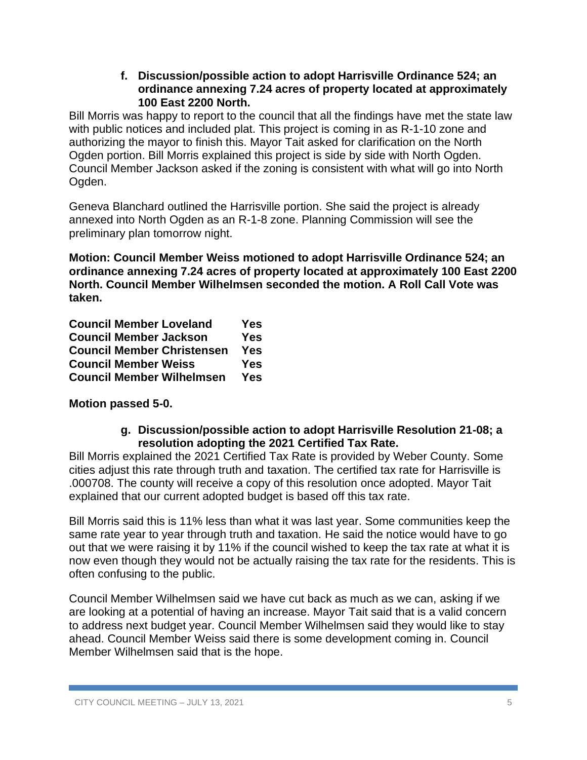**f. Discussion/possible action to adopt Harrisville Ordinance 524; an ordinance annexing 7.24 acres of property located at approximately 100 East 2200 North.**

Bill Morris was happy to report to the council that all the findings have met the state law with public notices and included plat. This project is coming in as R-1-10 zone and authorizing the mayor to finish this. Mayor Tait asked for clarification on the North Ogden portion. Bill Morris explained this project is side by side with North Ogden. Council Member Jackson asked if the zoning is consistent with what will go into North Ogden.

Geneva Blanchard outlined the Harrisville portion. She said the project is already annexed into North Ogden as an R-1-8 zone. Planning Commission will see the preliminary plan tomorrow night.

**Motion: Council Member Weiss motioned to adopt Harrisville Ordinance 524; an ordinance annexing 7.24 acres of property located at approximately 100 East 2200 North. Council Member Wilhelmsen seconded the motion. A Roll Call Vote was taken.**

| | |
|---|---|
| **Council Member Loveland** | **Yes** |
| **Council Member Jackson** | **Yes** |
| **Council Member Christensen** | **Yes** |
| **Council Member Weiss** | **Yes** |
| **Council Member Wilhelmsen** | **Yes** |

**Motion passed 5-0.**

**g. Discussion/possible action to adopt Harrisville Resolution 21-08; a resolution adopting the 2021 Certified Tax Rate.**

Bill Morris explained the 2021 Certified Tax Rate is provided by Weber County. Some cities adjust this rate through truth and taxation. The certified tax rate for Harrisville is .000708. The county will receive a copy of this resolution once adopted. Mayor Tait explained that our current adopted budget is based off this tax rate.

Bill Morris said this is 11% less than what it was last year. Some communities keep the same rate year to year through truth and taxation. He said the notice would have to go out that we were raising it by 11% if the council wished to keep the tax rate at what it is now even though they would not be actually raising the tax rate for the residents. This is often confusing to the public.

Council Member Wilhelmsen said we have cut back as much as we can, asking if we are looking at a potential of having an increase. Mayor Tait said that is a valid concern to address next budget year. Council Member Wilhelmsen said they would like to stay ahead. Council Member Weiss said there is some development coming in. Council Member Wilhelmsen said that is the hope.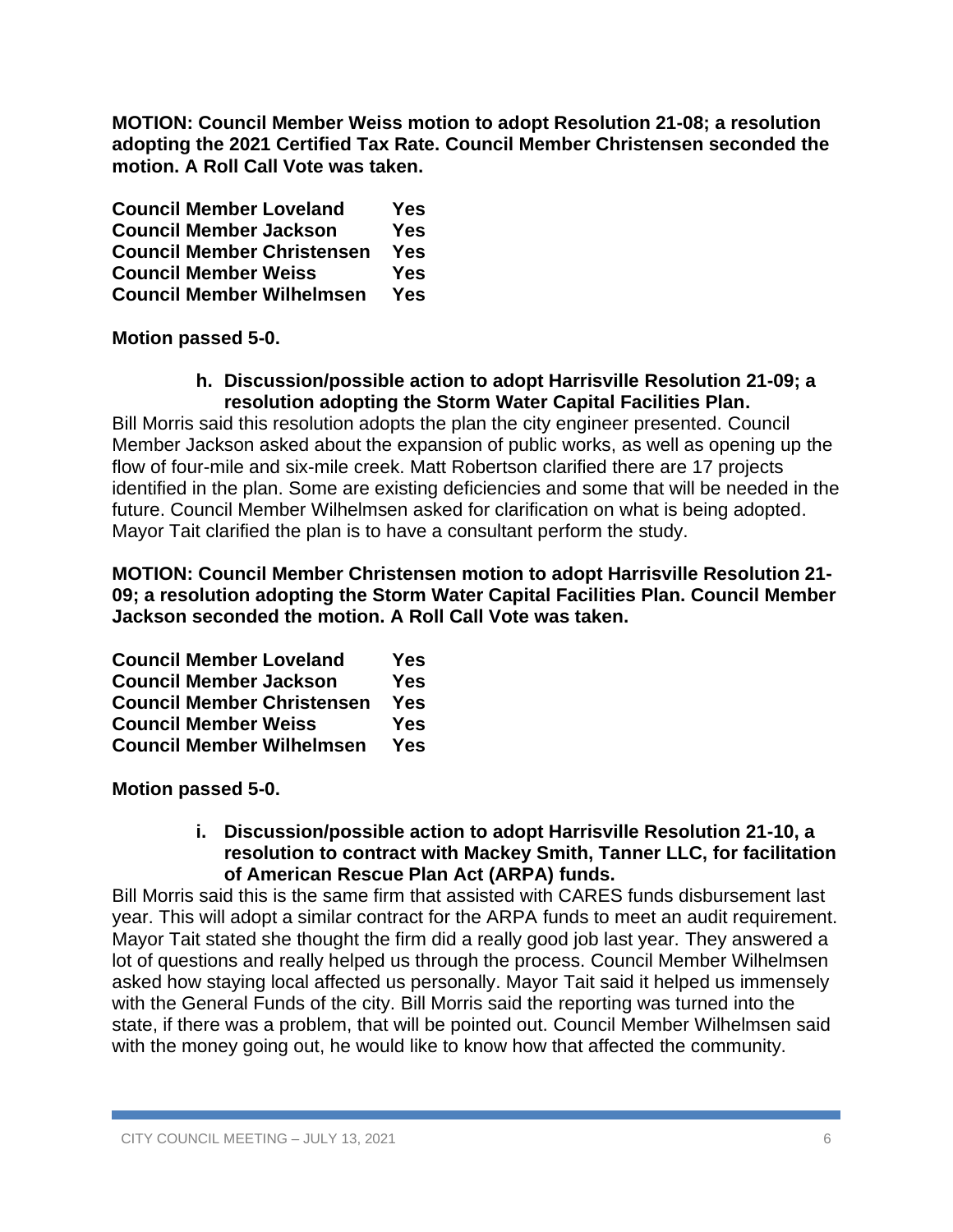**MOTION: Council Member Weiss motion to adopt Resolution 21-08; a resolution adopting the 2021 Certified Tax Rate. Council Member Christensen seconded the motion. A Roll Call Vote was taken.**

| | |
|---|---|
| **Council Member Loveland** | **Yes** |
| **Council Member Jackson** | **Yes** |
| **Council Member Christensen** | **Yes** |
| **Council Member Weiss** | **Yes** |
| **Council Member Wilhelmsen** | **Yes** |

**Motion passed 5-0.**

**h. Discussion/possible action to adopt Harrisville Resolution 21-09; a resolution adopting the Storm Water Capital Facilities Plan.**

Bill Morris said this resolution adopts the plan the city engineer presented. Council Member Jackson asked about the expansion of public works, as well as opening up the flow of four-mile and six-mile creek. Matt Robertson clarified there are 17 projects identified in the plan. Some are existing deficiencies and some that will be needed in the future. Council Member Wilhelmsen asked for clarification on what is being adopted. Mayor Tait clarified the plan is to have a consultant perform the study.

**MOTION: Council Member Christensen motion to adopt Harrisville Resolution 21-09; a resolution adopting the Storm Water Capital Facilities Plan. Council Member Jackson seconded the motion. A Roll Call Vote was taken.**

| | |
|---|---|
| **Council Member Loveland** | **Yes** |
| **Council Member Jackson** | **Yes** |
| **Council Member Christensen** | **Yes** |
| **Council Member Weiss** | **Yes** |
| **Council Member Wilhelmsen** | **Yes** |

**Motion passed 5-0.**

**i. Discussion/possible action to adopt Harrisville Resolution 21-10, a resolution to contract with Mackey Smith, Tanner LLC, for facilitation of American Rescue Plan Act (ARPA) funds.**

Bill Morris said this is the same firm that assisted with CARES funds disbursement last year. This will adopt a similar contract for the ARPA funds to meet an audit requirement. Mayor Tait stated she thought the firm did a really good job last year. They answered a lot of questions and really helped us through the process. Council Member Wilhelmsen asked how staying local affected us personally. Mayor Tait said it helped us immensely with the General Funds of the city. Bill Morris said the reporting was turned into the state, if there was a problem, that will be pointed out. Council Member Wilhelmsen said with the money going out, he would like to know how that affected the community.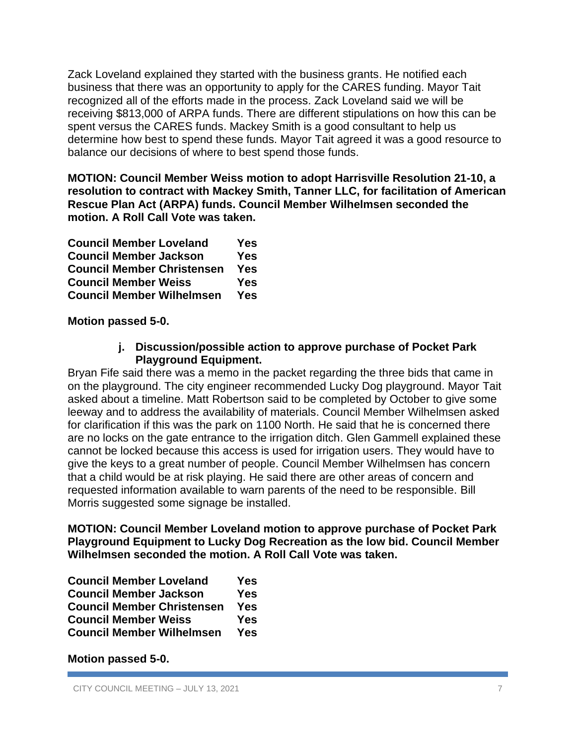Zack Loveland explained they started with the business grants. He notified each business that there was an opportunity to apply for the CARES funding. Mayor Tait recognized all of the efforts made in the process. Zack Loveland said we will be receiving $813,000 of ARPA funds. There are different stipulations on how this can be spent versus the CARES funds. Mackey Smith is a good consultant to help us determine how best to spend these funds. Mayor Tait agreed it was a good resource to balance our decisions of where to best spend those funds.

**MOTION: Council Member Weiss motion to adopt Harrisville Resolution 21-10, a resolution to contract with Mackey Smith, Tanner LLC, for facilitation of American Rescue Plan Act (ARPA) funds. Council Member Wilhelmsen seconded the motion. A Roll Call Vote was taken.**

| | |
|---|---|
| **Council Member Loveland** | **Yes** |
| **Council Member Jackson** | **Yes** |
| **Council Member Christensen** | **Yes** |
| **Council Member Weiss** | **Yes** |
| **Council Member Wilhelmsen** | **Yes** |

**Motion passed 5-0.**

**j. Discussion/possible action to approve purchase of Pocket Park Playground Equipment.**

Bryan Fife said there was a memo in the packet regarding the three bids that came in on the playground. The city engineer recommended Lucky Dog playground. Mayor Tait asked about a timeline. Matt Robertson said to be completed by October to give some leeway and to address the availability of materials. Council Member Wilhelmsen asked for clarification if this was the park on 1100 North. He said that he is concerned there are no locks on the gate entrance to the irrigation ditch. Glen Gammell explained these cannot be locked because this access is used for irrigation users. They would have to give the keys to a great number of people. Council Member Wilhelmsen has concern that a child would be at risk playing. He said there are other areas of concern and requested information available to warn parents of the need to be responsible. Bill Morris suggested some signage be installed.

**MOTION: Council Member Loveland motion to approve purchase of Pocket Park Playground Equipment to Lucky Dog Recreation as the low bid. Council Member Wilhelmsen seconded the motion. A Roll Call Vote was taken.**

| | |
|---|---|
| **Council Member Loveland** | **Yes** |
| **Council Member Jackson** | **Yes** |
| **Council Member Christensen** | **Yes** |
| **Council Member Weiss** | **Yes** |
| **Council Member Wilhelmsen** | **Yes** |

**Motion passed 5-0.**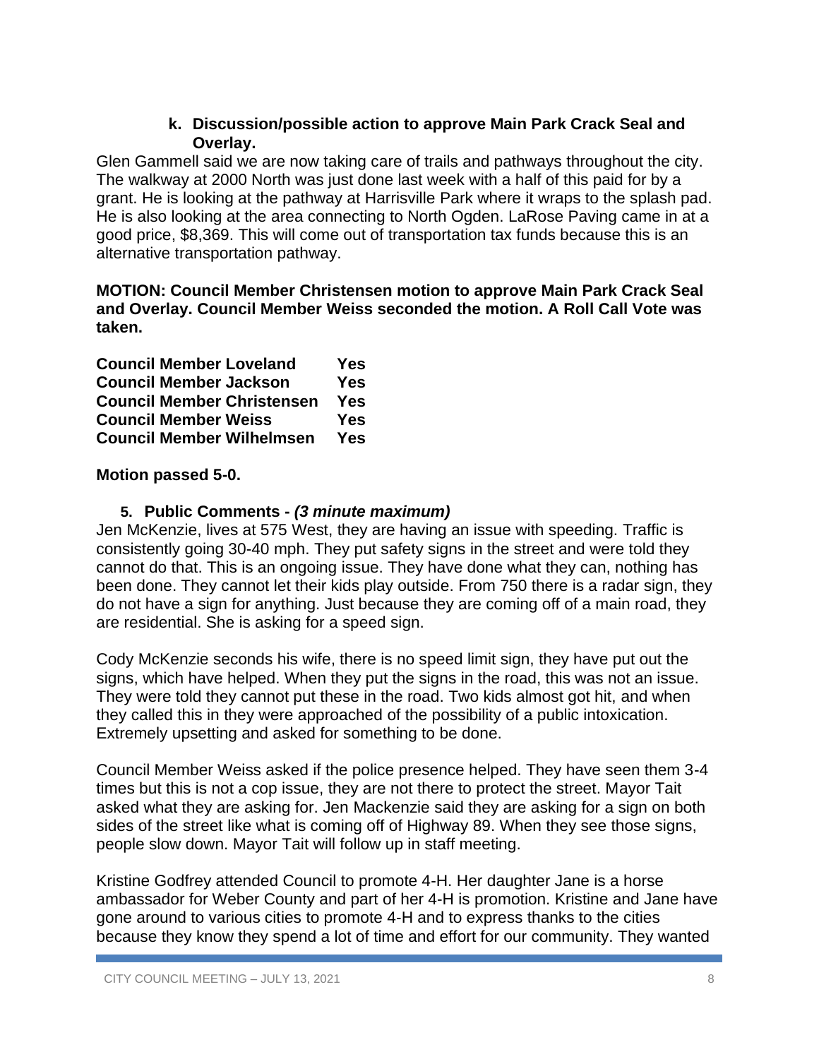### k. Discussion/possible action to approve Main Park Crack Seal and Overlay.

Glen Gammell said we are now taking care of trails and pathways throughout the city. The walkway at 2000 North was just done last week with a half of this paid for by a grant. He is looking at the pathway at Harrisville Park where it wraps to the splash pad. He is also looking at the area connecting to North Ogden. LaRose Paving came in at a good price, $8,369. This will come out of transportation tax funds because this is an alternative transportation pathway.

**MOTION: Council Member Christensen motion to approve Main Park Crack Seal and Overlay. Council Member Weiss seconded the motion. A Roll Call Vote was taken.**

| | |
|---|---|
| **Council Member Loveland** | **Yes** |
| **Council Member Jackson** | **Yes** |
| **Council Member Christensen** | **Yes** |
| **Council Member Weiss** | **Yes** |
| **Council Member Wilhelmsen** | **Yes** |

**Motion passed 5-0.**

## 5. Public Comments - *(3 minute maximum)*

Jen McKenzie, lives at 575 West, they are having an issue with speeding. Traffic is consistently going 30-40 mph. They put safety signs in the street and were told they cannot do that. This is an ongoing issue. They have done what they can, nothing has been done. They cannot let their kids play outside. From 750 there is a radar sign, they do not have a sign for anything. Just because they are coming off of a main road, they are residential. She is asking for a speed sign.

Cody McKenzie seconds his wife, there is no speed limit sign, they have put out the signs, which have helped. When they put the signs in the road, this was not an issue. They were told they cannot put these in the road. Two kids almost got hit, and when they called this in they were approached of the possibility of a public intoxication. Extremely upsetting and asked for something to be done.

Council Member Weiss asked if the police presence helped. They have seen them 3-4 times but this is not a cop issue, they are not there to protect the street. Mayor Tait asked what they are asking for. Jen Mackenzie said they are asking for a sign on both sides of the street like what is coming off of Highway 89. When they see those signs, people slow down. Mayor Tait will follow up in staff meeting.

Kristine Godfrey attended Council to promote 4-H. Her daughter Jane is a horse ambassador for Weber County and part of her 4-H is promotion. Kristine and Jane have gone around to various cities to promote 4-H and to express thanks to the cities because they know they spend a lot of time and effort for our community. They wanted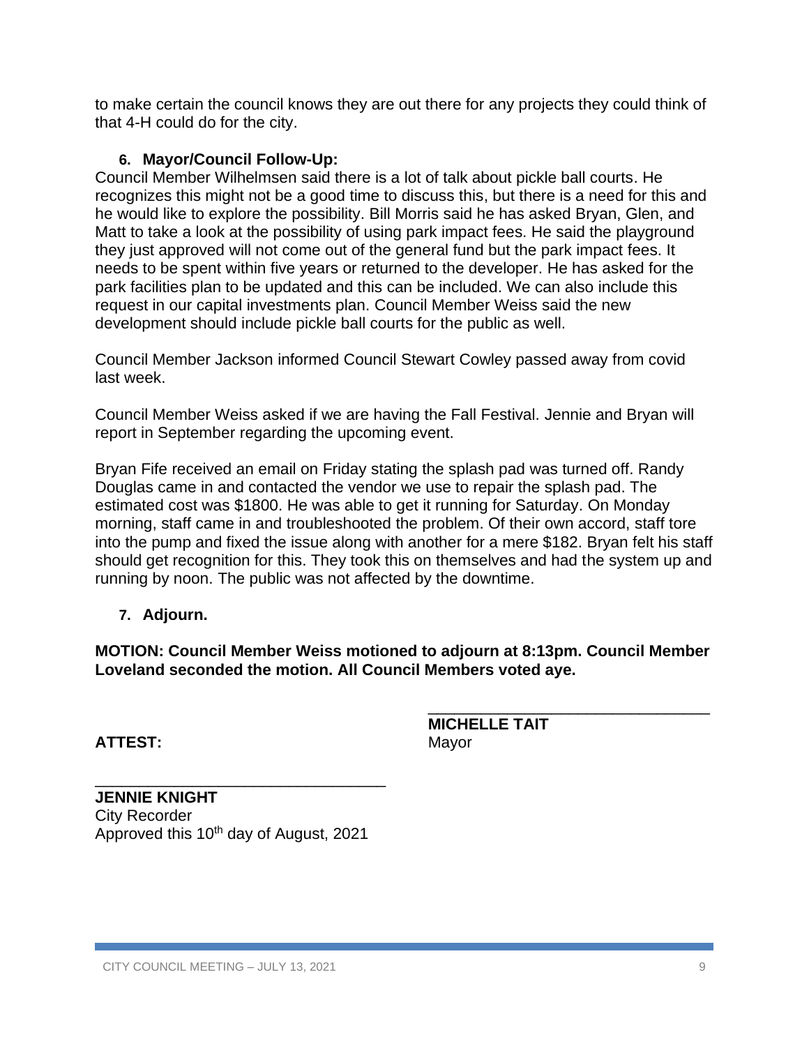to make certain the council knows they are out there for any projects they could think of that 4-H could do for the city.

**6. Mayor/Council Follow-Up:**

Council Member Wilhelmsen said there is a lot of talk about pickle ball courts. He recognizes this might not be a good time to discuss this, but there is a need for this and he would like to explore the possibility. Bill Morris said he has asked Bryan, Glen, and Matt to take a look at the possibility of using park impact fees. He said the playground they just approved will not come out of the general fund but the park impact fees. It needs to be spent within five years or returned to the developer. He has asked for the park facilities plan to be updated and this can be included. We can also include this request in our capital investments plan. Council Member Weiss said the new development should include pickle ball courts for the public as well.

Council Member Jackson informed Council Stewart Cowley passed away from covid last week.

Council Member Weiss asked if we are having the Fall Festival. Jennie and Bryan will report in September regarding the upcoming event.

Bryan Fife received an email on Friday stating the splash pad was turned off. Randy Douglas came in and contacted the vendor we use to repair the splash pad. The estimated cost was $1800. He was able to get it running for Saturday. On Monday morning, staff came in and troubleshooted the problem. Of their own accord, staff tore into the pump and fixed the issue along with another for a mere $182. Bryan felt his staff should get recognition for this. They took this on themselves and had the system up and running by noon. The public was not affected by the downtime.

**7. Adjourn.**

**MOTION: Council Member Weiss motioned to adjourn at 8:13pm. Council Member Loveland seconded the motion. All Council Members voted aye.**

\_\_\_\_\_\_\_\_\_\_\_\_\_\_\_\_\_\_\_\_\_\_\_\_\_\_\_\_\_\_\_\_\_\_
**MICHELLE TAIT**
Mayor

**ATTEST:**

\_\_\_\_\_\_\_\_\_\_\_\_\_\_\_\_\_\_\_\_\_\_\_\_\_\_\_\_\_\_\_\_\_\_
**JENNIE KNIGHT**
City Recorder
Approved this 10th day of August, 2021